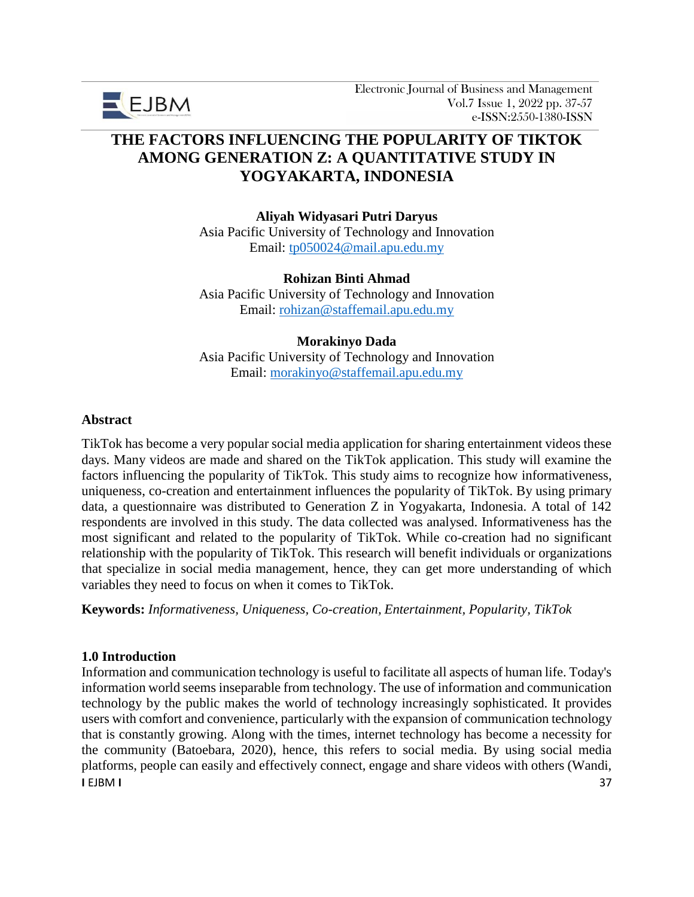# THE FACTORS INFLUENCING THE POPULARITY OF TIKTOK AMONG GENERATION Z: A QUANTITATIVE STUDY IN YOGYAKARTA, INDONESIA

**Aliyah Widyasari Putri Daryus**
Asia Pacific University of Technology and Innovation
Email: tp050024@mail.apu.edu.my

**Rohizan Binti Ahmad**
Asia Pacific University of Technology and Innovation
Email: rohizan@staffemail.apu.edu.my

**Morakinyo Dada**
Asia Pacific University of Technology and Innovation
Email: morakinyo@staffemail.apu.edu.my

## Abstract

TikTok has become a very popular social media application for sharing entertainment videos these days. Many videos are made and shared on the TikTok application. This study will examine the factors influencing the popularity of TikTok. This study aims to recognize how informativeness, uniqueness, co-creation and entertainment influences the popularity of TikTok. By using primary data, a questionnaire was distributed to Generation Z in Yogyakarta, Indonesia. A total of 142 respondents are involved in this study. The data collected was analysed. Informativeness has the most significant and related to the popularity of TikTok. While co-creation had no significant relationship with the popularity of TikTok. This research will benefit individuals or organizations that specialize in social media management, hence, they can get more understanding of which variables they need to focus on when it comes to TikTok.

**Keywords:** *Informativeness, Uniqueness, Co-creation, Entertainment, Popularity, TikTok*

## 1.0 Introduction

Information and communication technology is useful to facilitate all aspects of human life. Today's information world seems inseparable from technology. The use of information and communication technology by the public makes the world of technology increasingly sophisticated. It provides users with comfort and convenience, particularly with the expansion of communication technology that is constantly growing. Along with the times, internet technology has become a necessity for the community (Batoebara, 2020), hence, this refers to social media. By using social media platforms, people can easily and effectively connect, engage and share videos with others (Wandi,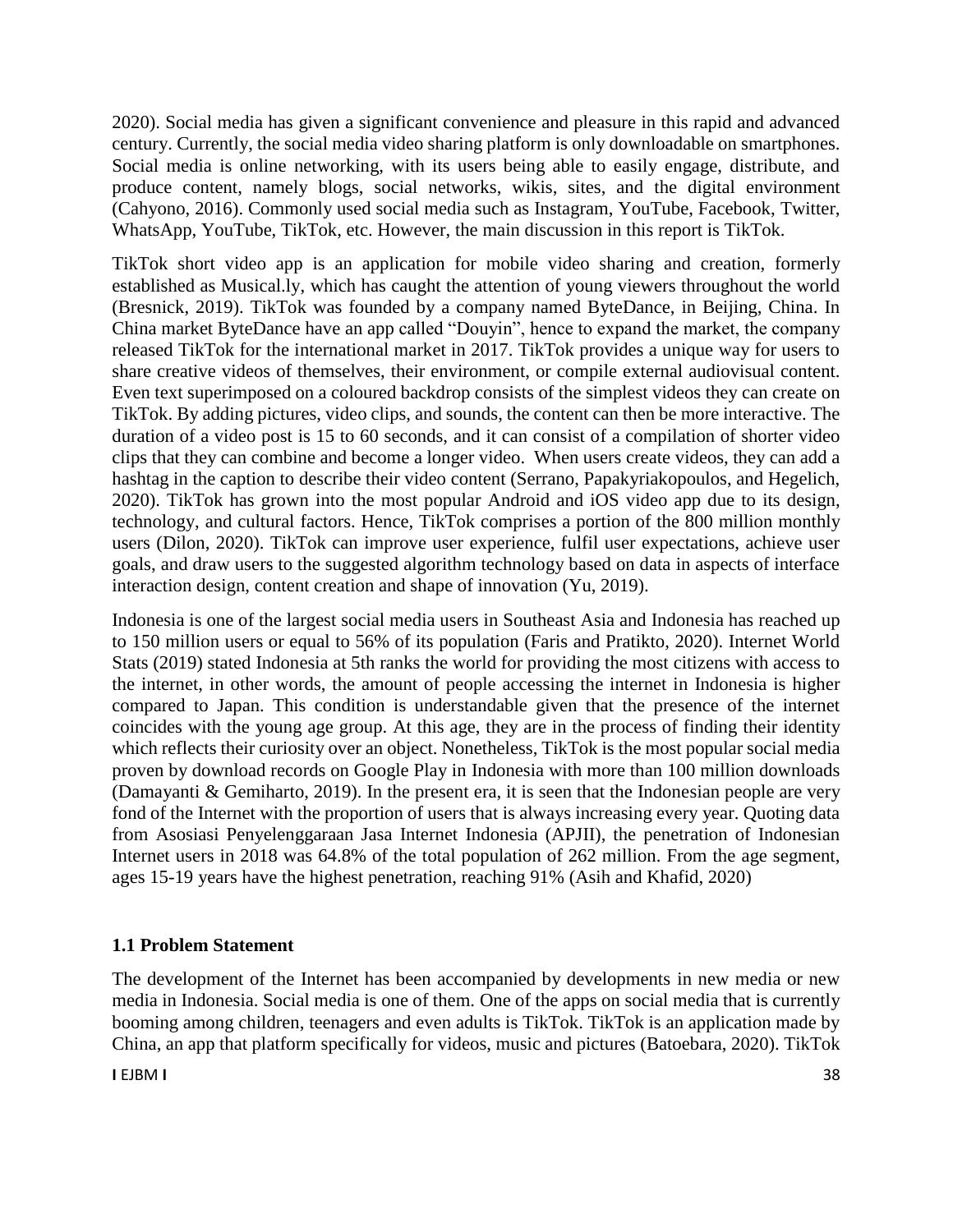2020). Social media has given a significant convenience and pleasure in this rapid and advanced century. Currently, the social media video sharing platform is only downloadable on smartphones. Social media is online networking, with its users being able to easily engage, distribute, and produce content, namely blogs, social networks, wikis, sites, and the digital environment (Cahyono, 2016). Commonly used social media such as Instagram, YouTube, Facebook, Twitter, WhatsApp, YouTube, TikTok, etc. However, the main discussion in this report is TikTok.

TikTok short video app is an application for mobile video sharing and creation, formerly established as Musical.ly, which has caught the attention of young viewers throughout the world (Bresnick, 2019). TikTok was founded by a company named ByteDance, in Beijing, China. In China market ByteDance have an app called "Douyin", hence to expand the market, the company released TikTok for the international market in 2017. TikTok provides a unique way for users to share creative videos of themselves, their environment, or compile external audiovisual content. Even text superimposed on a coloured backdrop consists of the simplest videos they can create on TikTok. By adding pictures, video clips, and sounds, the content can then be more interactive. The duration of a video post is 15 to 60 seconds, and it can consist of a compilation of shorter video clips that they can combine and become a longer video. When users create videos, they can add a hashtag in the caption to describe their video content (Serrano, Papakyriakopoulos, and Hegelich, 2020). TikTok has grown into the most popular Android and iOS video app due to its design, technology, and cultural factors. Hence, TikTok comprises a portion of the 800 million monthly users (Dilon, 2020). TikTok can improve user experience, fulfil user expectations, achieve user goals, and draw users to the suggested algorithm technology based on data in aspects of interface interaction design, content creation and shape of innovation (Yu, 2019).

Indonesia is one of the largest social media users in Southeast Asia and Indonesia has reached up to 150 million users or equal to 56% of its population (Faris and Pratikto, 2020). Internet World Stats (2019) stated Indonesia at 5th ranks the world for providing the most citizens with access to the internet, in other words, the amount of people accessing the internet in Indonesia is higher compared to Japan. This condition is understandable given that the presence of the internet coincides with the young age group. At this age, they are in the process of finding their identity which reflects their curiosity over an object. Nonetheless, TikTok is the most popular social media proven by download records on Google Play in Indonesia with more than 100 million downloads (Damayanti & Gemiharto, 2019). In the present era, it is seen that the Indonesian people are very fond of the Internet with the proportion of users that is always increasing every year. Quoting data from Asosiasi Penyelenggaraan Jasa Internet Indonesia (APJII), the penetration of Indonesian Internet users in 2018 was 64.8% of the total population of 262 million. From the age segment, ages 15-19 years have the highest penetration, reaching 91% (Asih and Khafid, 2020)

## 1.1 Problem Statement

The development of the Internet has been accompanied by developments in new media or new media in Indonesia. Social media is one of them. One of the apps on social media that is currently booming among children, teenagers and even adults is TikTok. TikTok is an application made by China, an app that platform specifically for videos, music and pictures (Batoebara, 2020). TikTok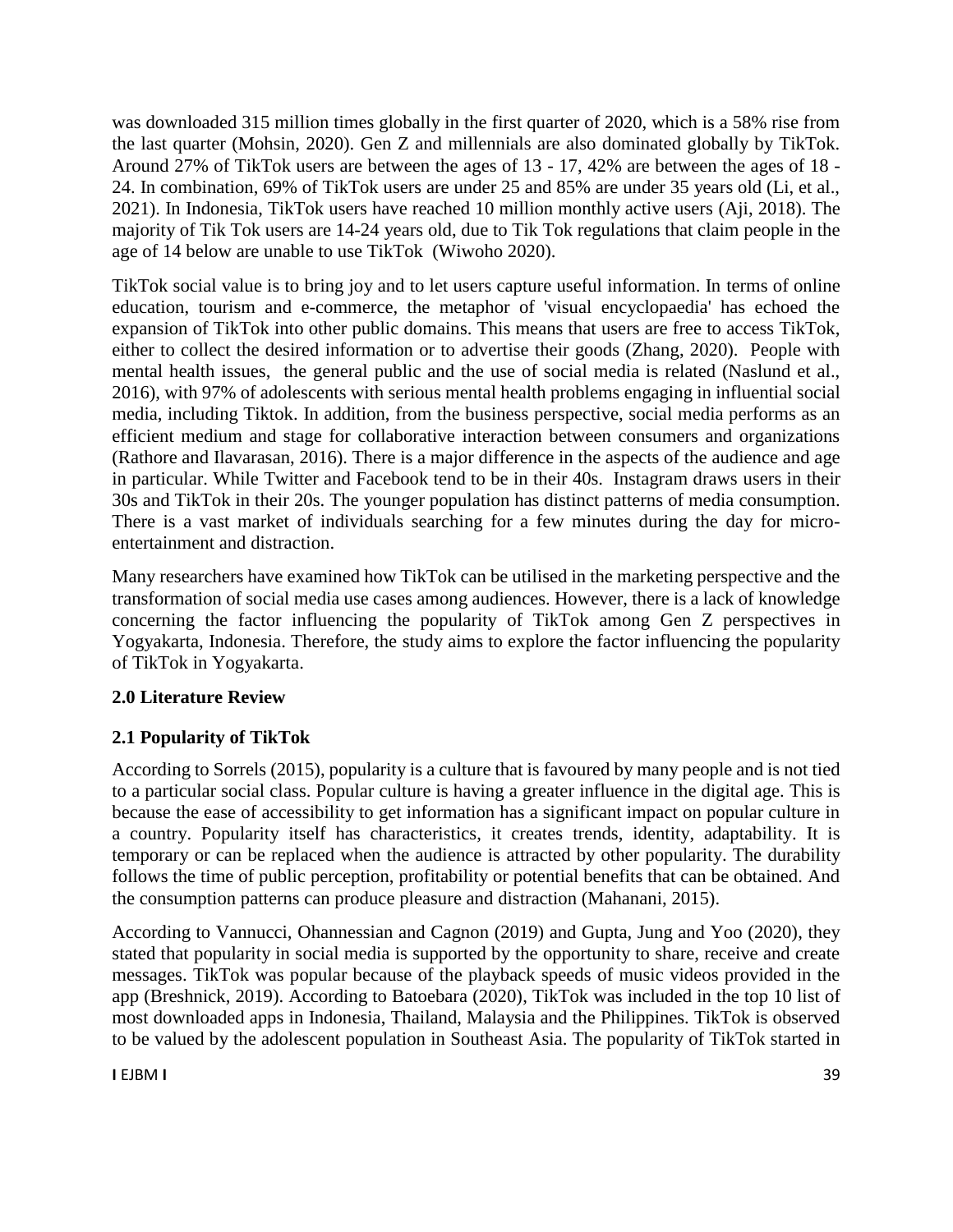was downloaded 315 million times globally in the first quarter of 2020, which is a 58% rise from the last quarter (Mohsin, 2020). Gen Z and millennials are also dominated globally by TikTok. Around 27% of TikTok users are between the ages of 13 - 17, 42% are between the ages of 18 - 24. In combination, 69% of TikTok users are under 25 and 85% are under 35 years old (Li, et al., 2021). In Indonesia, TikTok users have reached 10 million monthly active users (Aji, 2018). The majority of Tik Tok users are 14-24 years old, due to Tik Tok regulations that claim people in the age of 14 below are unable to use TikTok (Wiwoho 2020).

TikTok social value is to bring joy and to let users capture useful information. In terms of online education, tourism and e-commerce, the metaphor of 'visual encyclopaedia' has echoed the expansion of TikTok into other public domains. This means that users are free to access TikTok, either to collect the desired information or to advertise their goods (Zhang, 2020). People with mental health issues, the general public and the use of social media is related (Naslund et al., 2016), with 97% of adolescents with serious mental health problems engaging in influential social media, including Tiktok. In addition, from the business perspective, social media performs as an efficient medium and stage for collaborative interaction between consumers and organizations (Rathore and Ilavarasan, 2016). There is a major difference in the aspects of the audience and age in particular. While Twitter and Facebook tend to be in their 40s. Instagram draws users in their 30s and TikTok in their 20s. The younger population has distinct patterns of media consumption. There is a vast market of individuals searching for a few minutes during the day for micro-entertainment and distraction.

Many researchers have examined how TikTok can be utilised in the marketing perspective and the transformation of social media use cases among audiences. However, there is a lack of knowledge concerning the factor influencing the popularity of TikTok among Gen Z perspectives in Yogyakarta, Indonesia. Therefore, the study aims to explore the factor influencing the popularity of TikTok in Yogyakarta.

## 2.0 Literature Review

### 2.1 Popularity of TikTok

According to Sorrels (2015), popularity is a culture that is favoured by many people and is not tied to a particular social class. Popular culture is having a greater influence in the digital age. This is because the ease of accessibility to get information has a significant impact on popular culture in a country. Popularity itself has characteristics, it creates trends, identity, adaptability. It is temporary or can be replaced when the audience is attracted by other popularity. The durability follows the time of public perception, profitability or potential benefits that can be obtained. And the consumption patterns can produce pleasure and distraction (Mahanani, 2015).

According to Vannucci, Ohannessian and Cagnon (2019) and Gupta, Jung and Yoo (2020), they stated that popularity in social media is supported by the opportunity to share, receive and create messages. TikTok was popular because of the playback speeds of music videos provided in the app (Breshnick, 2019). According to Batoebara (2020), TikTok was included in the top 10 list of most downloaded apps in Indonesia, Thailand, Malaysia and the Philippines. TikTok is observed to be valued by the adolescent population in Southeast Asia. The popularity of TikTok started in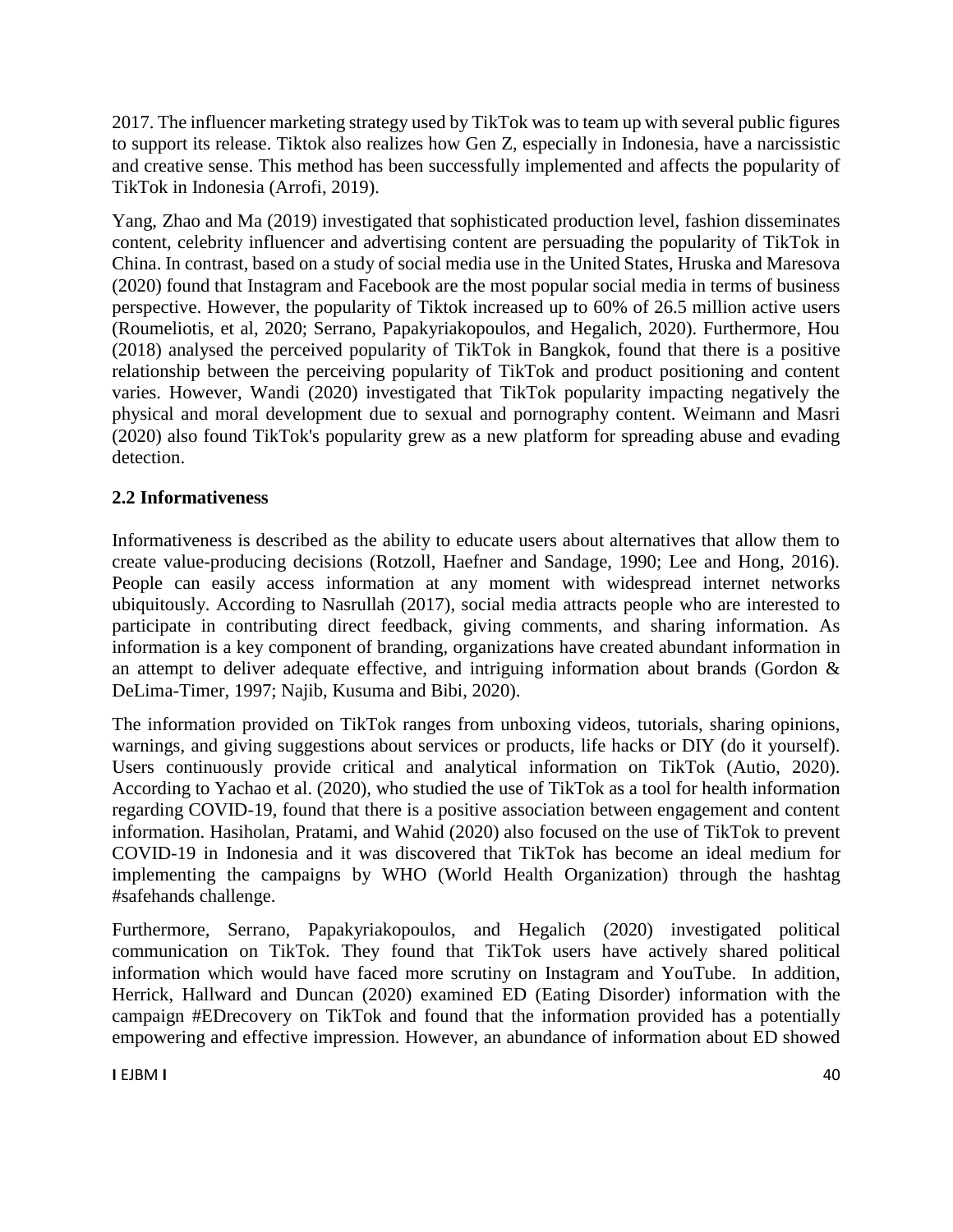2017. The influencer marketing strategy used by TikTok was to team up with several public figures to support its release. Tiktok also realizes how Gen Z, especially in Indonesia, have a narcissistic and creative sense. This method has been successfully implemented and affects the popularity of TikTok in Indonesia (Arrofi, 2019).

Yang, Zhao and Ma (2019) investigated that sophisticated production level, fashion disseminates content, celebrity influencer and advertising content are persuading the popularity of TikTok in China. In contrast, based on a study of social media use in the United States, Hruska and Maresova (2020) found that Instagram and Facebook are the most popular social media in terms of business perspective. However, the popularity of Tiktok increased up to 60% of 26.5 million active users (Roumeliotis, et al, 2020; Serrano, Papakyriakopoulos, and Hegalich, 2020). Furthermore, Hou (2018) analysed the perceived popularity of TikTok in Bangkok, found that there is a positive relationship between the perceiving popularity of TikTok and product positioning and content varies. However, Wandi (2020) investigated that TikTok popularity impacting negatively the physical and moral development due to sexual and pornography content. Weimann and Masri (2020) also found TikTok's popularity grew as a new platform for spreading abuse and evading detection.

## 2.2 Informativeness

Informativeness is described as the ability to educate users about alternatives that allow them to create value-producing decisions (Rotzoll, Haefner and Sandage, 1990; Lee and Hong, 2016). People can easily access information at any moment with widespread internet networks ubiquitously. According to Nasrullah (2017), social media attracts people who are interested to participate in contributing direct feedback, giving comments, and sharing information. As information is a key component of branding, organizations have created abundant information in an attempt to deliver adequate effective, and intriguing information about brands (Gordon & DeLima-Timer, 1997; Najib, Kusuma and Bibi, 2020).

The information provided on TikTok ranges from unboxing videos, tutorials, sharing opinions, warnings, and giving suggestions about services or products, life hacks or DIY (do it yourself). Users continuously provide critical and analytical information on TikTok (Autio, 2020). According to Yachao et al. (2020), who studied the use of TikTok as a tool for health information regarding COVID-19, found that there is a positive association between engagement and content information. Hasiholan, Pratami, and Wahid (2020) also focused on the use of TikTok to prevent COVID-19 in Indonesia and it was discovered that TikTok has become an ideal medium for implementing the campaigns by WHO (World Health Organization) through the hashtag #safehands challenge.

Furthermore, Serrano, Papakyriakopoulos, and Hegalich (2020) investigated political communication on TikTok. They found that TikTok users have actively shared political information which would have faced more scrutiny on Instagram and YouTube. In addition, Herrick, Hallward and Duncan (2020) examined ED (Eating Disorder) information with the campaign #EDrecovery on TikTok and found that the information provided has a potentially empowering and effective impression. However, an abundance of information about ED showed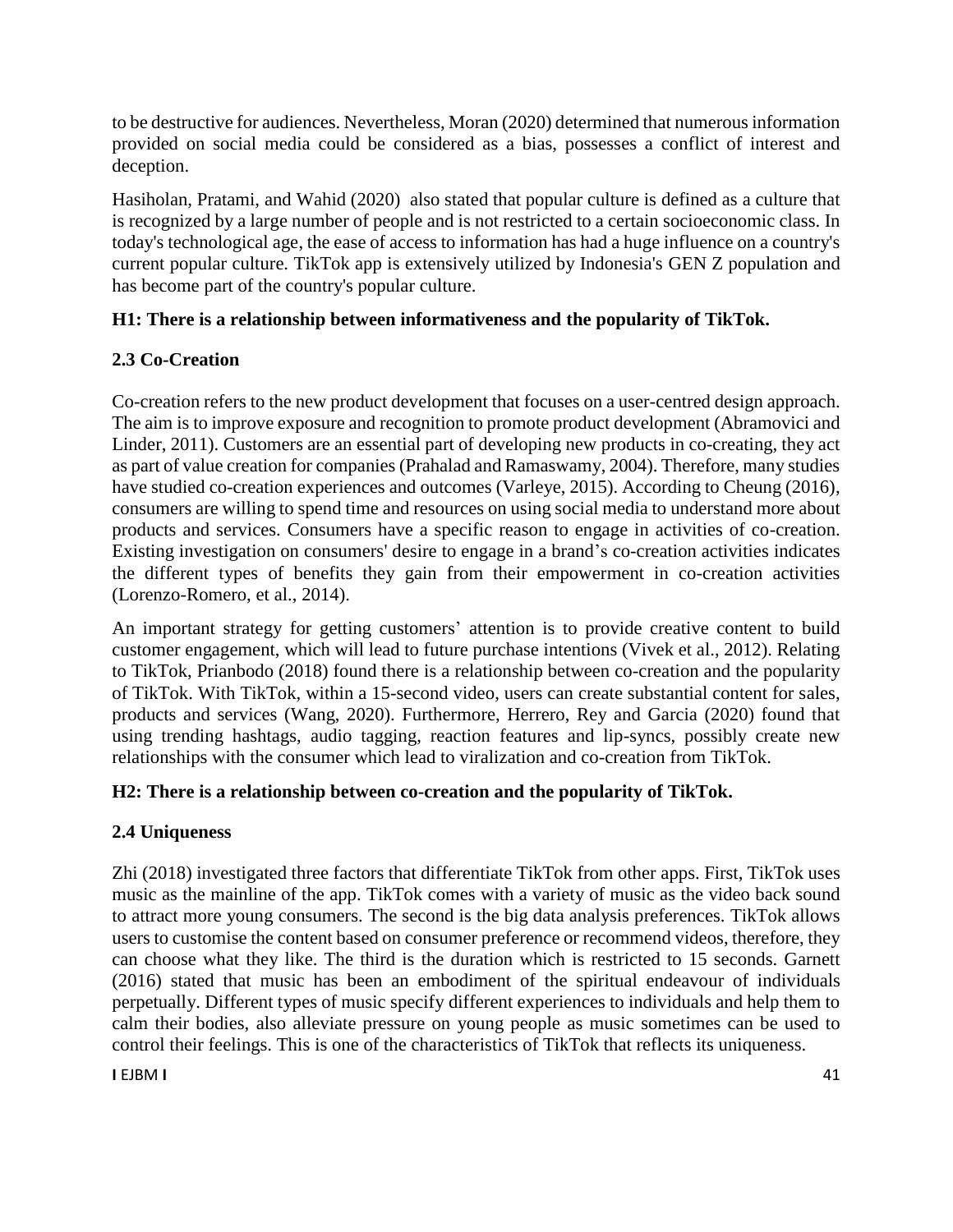to be destructive for audiences. Nevertheless, Moran (2020) determined that numerous information provided on social media could be considered as a bias, possesses a conflict of interest and deception.

Hasiholan, Pratami, and Wahid (2020) also stated that popular culture is defined as a culture that is recognized by a large number of people and is not restricted to a certain socioeconomic class. In today's technological age, the ease of access to information has had a huge influence on a country's current popular culture. TikTok app is extensively utilized by Indonesia's GEN Z population and has become part of the country's popular culture.

**H1: There is a relationship between informativeness and the popularity of TikTok.**

### 2.3 Co-Creation

Co-creation refers to the new product development that focuses on a user-centred design approach. The aim is to improve exposure and recognition to promote product development (Abramovici and Linder, 2011). Customers are an essential part of developing new products in co-creating, they act as part of value creation for companies (Prahalad and Ramaswamy, 2004). Therefore, many studies have studied co-creation experiences and outcomes (Varleye, 2015). According to Cheung (2016), consumers are willing to spend time and resources on using social media to understand more about products and services. Consumers have a specific reason to engage in activities of co-creation. Existing investigation on consumers' desire to engage in a brand's co-creation activities indicates the different types of benefits they gain from their empowerment in co-creation activities (Lorenzo-Romero, et al., 2014).

An important strategy for getting customers' attention is to provide creative content to build customer engagement, which will lead to future purchase intentions (Vivek et al., 2012). Relating to TikTok, Prianbodo (2018) found there is a relationship between co-creation and the popularity of TikTok. With TikTok, within a 15-second video, users can create substantial content for sales, products and services (Wang, 2020). Furthermore, Herrero, Rey and Garcia (2020) found that using trending hashtags, audio tagging, reaction features and lip-syncs, possibly create new relationships with the consumer which lead to viralization and co-creation from TikTok.

**H2: There is a relationship between co-creation and the popularity of TikTok.**

### 2.4 Uniqueness

Zhi (2018) investigated three factors that differentiate TikTok from other apps. First, TikTok uses music as the mainline of the app. TikTok comes with a variety of music as the video back sound to attract more young consumers. The second is the big data analysis preferences. TikTok allows users to customise the content based on consumer preference or recommend videos, therefore, they can choose what they like. The third is the duration which is restricted to 15 seconds. Garnett (2016) stated that music has been an embodiment of the spiritual endeavour of individuals perpetually. Different types of music specify different experiences to individuals and help them to calm their bodies, also alleviate pressure on young people as music sometimes can be used to control their feelings. This is one of the characteristics of TikTok that reflects its uniqueness.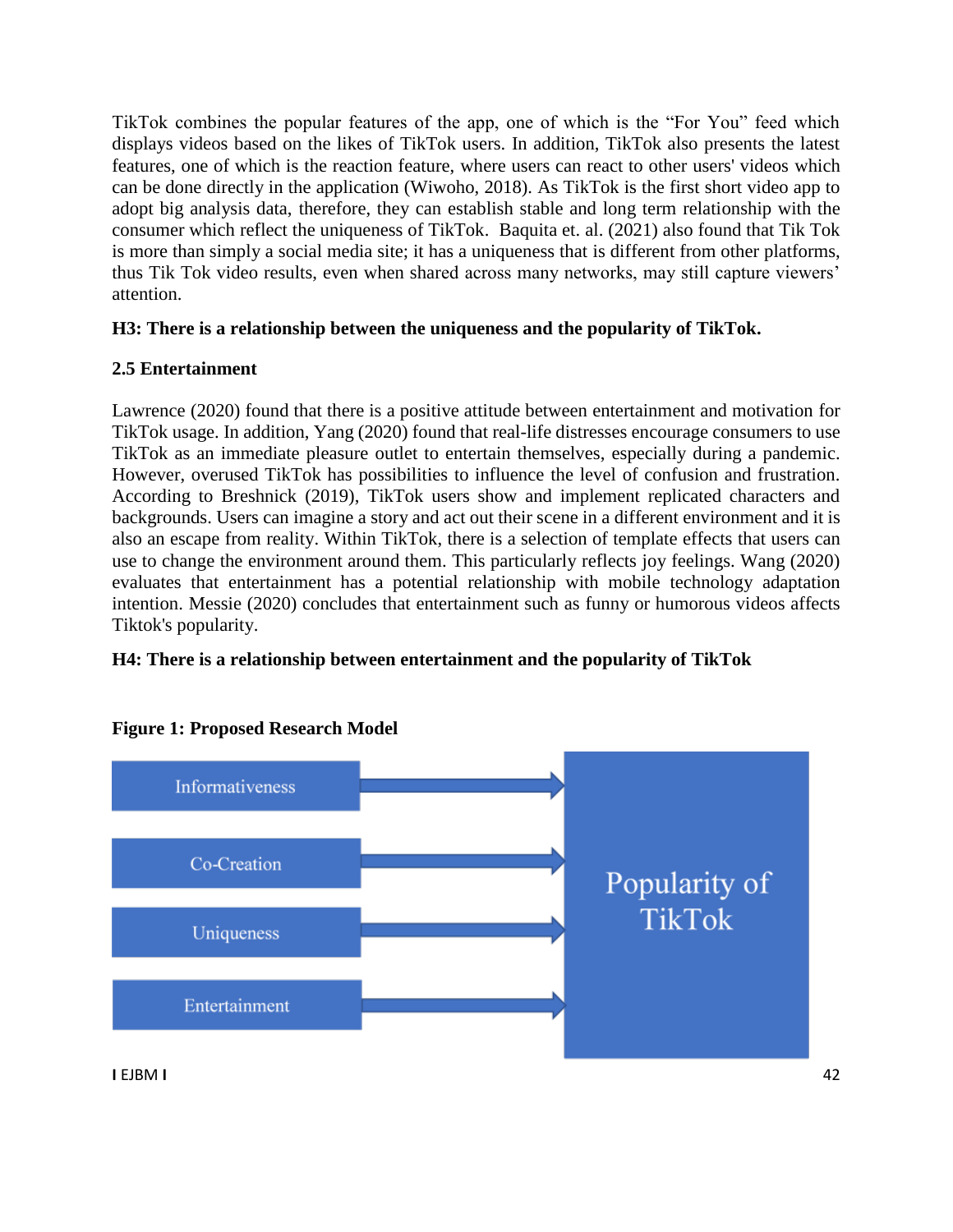TikTok combines the popular features of the app, one of which is the "For You" feed which displays videos based on the likes of TikTok users. In addition, TikTok also presents the latest features, one of which is the reaction feature, where users can react to other users' videos which can be done directly in the application (Wiwoho, 2018). As TikTok is the first short video app to adopt big analysis data, therefore, they can establish stable and long term relationship with the consumer which reflect the uniqueness of TikTok. Baquita et. al. (2021) also found that Tik Tok is more than simply a social media site; it has a uniqueness that is different from other platforms, thus Tik Tok video results, even when shared across many networks, may still capture viewers' attention.

**H3: There is a relationship between the uniqueness and the popularity of TikTok.**

### 2.5 Entertainment

Lawrence (2020) found that there is a positive attitude between entertainment and motivation for TikTok usage. In addition, Yang (2020) found that real-life distresses encourage consumers to use TikTok as an immediate pleasure outlet to entertain themselves, especially during a pandemic. However, overused TikTok has possibilities to influence the level of confusion and frustration. According to Breshnick (2019), TikTok users show and implement replicated characters and backgrounds. Users can imagine a story and act out their scene in a different environment and it is also an escape from reality. Within TikTok, there is a selection of template effects that users can use to change the environment around them. This particularly reflects joy feelings. Wang (2020) evaluates that entertainment has a potential relationship with mobile technology adaptation intention. Messie (2020) concludes that entertainment such as funny or humorous videos affects Tiktok's popularity.

**H4: There is a relationship between entertainment and the popularity of TikTok**

**Figure 1: Proposed Research Model**

Informativeness → Popularity of TikTok
Co-Creation → Popularity of TikTok
Uniqueness → Popularity of TikTok
Entertainment → Popularity of TikTok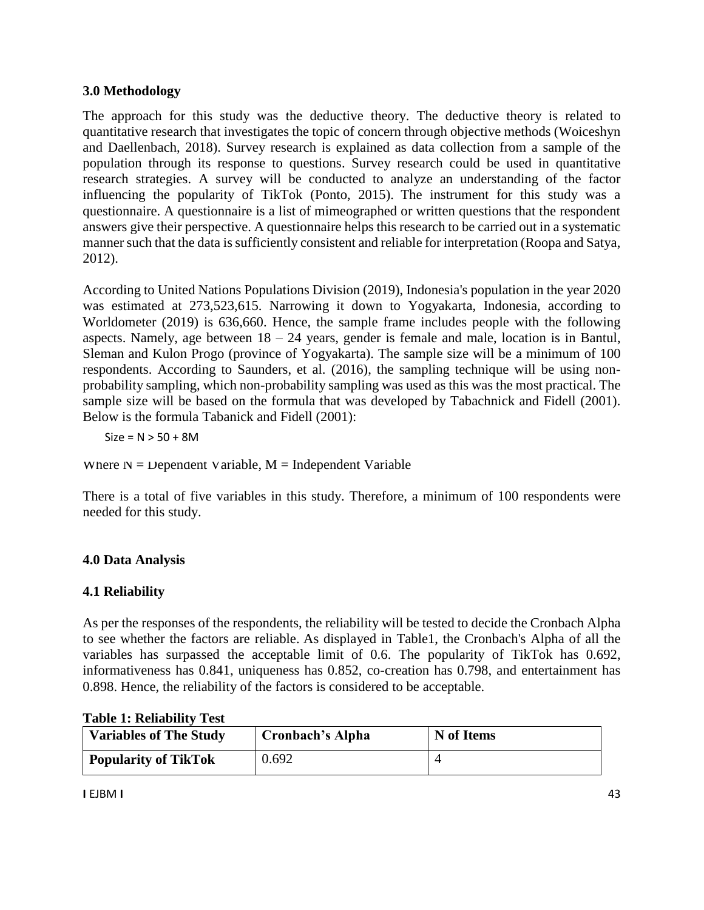### 3.0 Methodology

The approach for this study was the deductive theory. The deductive theory is related to quantitative research that investigates the topic of concern through objective methods (Woiceshyn and Daellenbach, 2018). Survey research is explained as data collection from a sample of the population through its response to questions. Survey research could be used in quantitative research strategies. A survey will be conducted to analyze an understanding of the factor influencing the popularity of TikTok (Ponto, 2015). The instrument for this study was a questionnaire. A questionnaire is a list of mimeographed or written questions that the respondent answers give their perspective. A questionnaire helps this research to be carried out in a systematic manner such that the data is sufficiently consistent and reliable for interpretation (Roopa and Satya, 2012).

According to United Nations Populations Division (2019), Indonesia's population in the year 2020 was estimated at 273,523,615. Narrowing it down to Yogyakarta, Indonesia, according to Worldometer (2019) is 636,660. Hence, the sample frame includes people with the following aspects. Namely, age between 18 – 24 years, gender is female and male, location is in Bantul, Sleman and Kulon Progo (province of Yogyakarta). The sample size will be a minimum of 100 respondents. According to Saunders, et al. (2016), the sampling technique will be using non-probability sampling, which non-probability sampling was used as this was the most practical. The sample size will be based on the formula that was developed by Tabachnick and Fidell (2001). Below is the formula Tabanick and Fidell (2001):

$$\text{Size} = N > 50 + 8M$$

Where N = Dependent Variable, M = Independent Variable

There is a total of five variables in this study. Therefore, a minimum of 100 respondents were needed for this study.

### 4.0 Data Analysis

### 4.1 Reliability

As per the responses of the respondents, the reliability will be tested to decide the Cronbach Alpha to see whether the factors are reliable. As displayed in Table1, the Cronbach's Alpha of all the variables has surpassed the acceptable limit of 0.6. The popularity of TikTok has 0.692, informativeness has 0.841, uniqueness has 0.852, co-creation has 0.798, and entertainment has 0.898. Hence, the reliability of the factors is considered to be acceptable.

**Table 1: Reliability Test**

| Variables of The Study | Cronbach's Alpha | N of Items |
|---|---|---|
| **Popularity of TikTok** | 0.692 | 4 |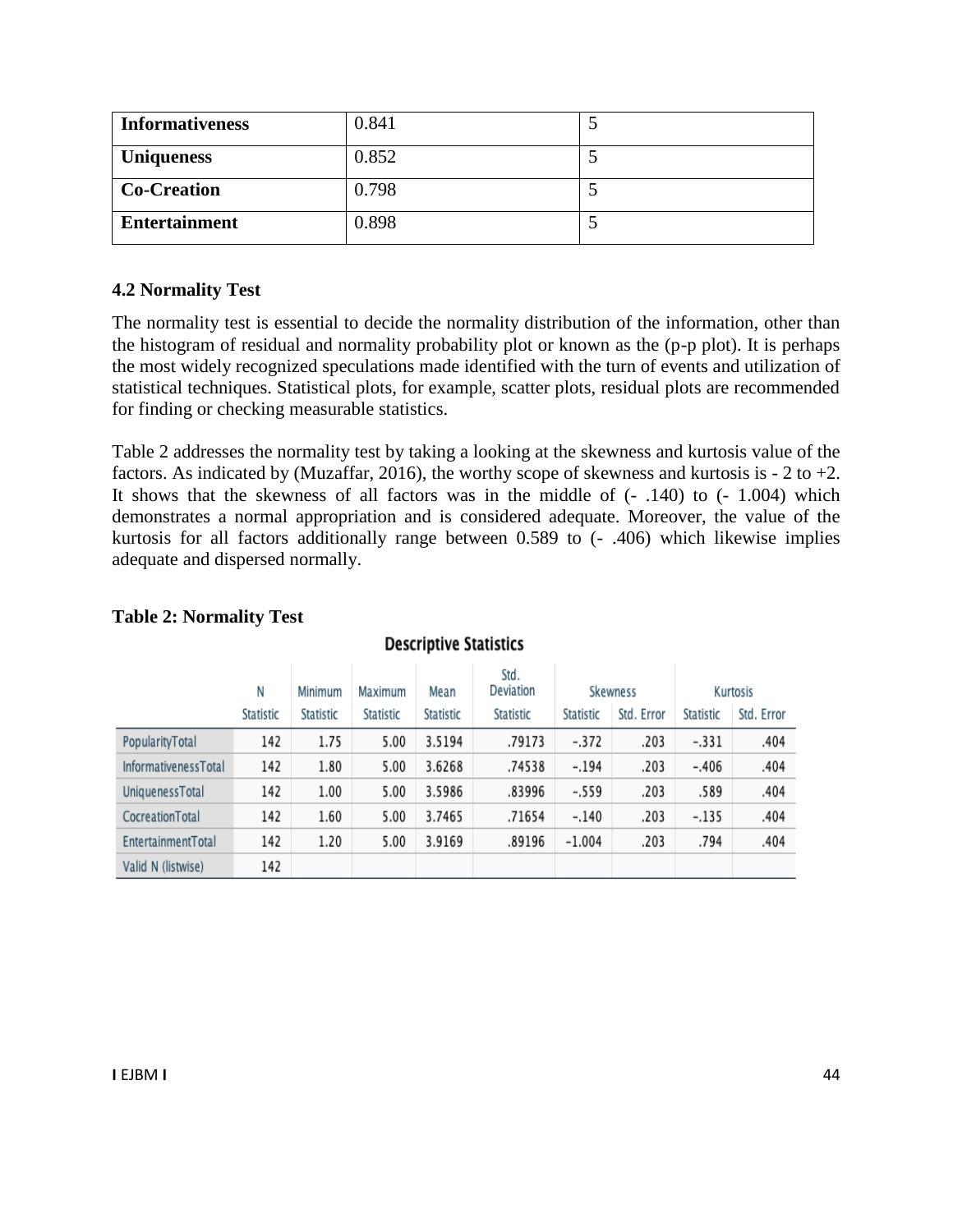| **Informativeness** | 0.841 | 5 |
|---|---|---|
| **Uniqueness** | 0.852 | 5 |
| **Co-Creation** | 0.798 | 5 |
| **Entertainment** | 0.898 | 5 |

### 4.2 Normality Test

The normality test is essential to decide the normality distribution of the information, other than the histogram of residual and normality probability plot or known as the (p-p plot). It is perhaps the most widely recognized speculations made identified with the turn of events and utilization of statistical techniques. Statistical plots, for example, scatter plots, residual plots are recommended for finding or checking measurable statistics.

Table 2 addresses the normality test by taking a looking at the skewness and kurtosis value of the factors. As indicated by (Muzaffar, 2016), the worthy scope of skewness and kurtosis is - 2 to +2. It shows that the skewness of all factors was in the middle of (- .140) to (- 1.004) which demonstrates a normal appropriation and is considered adequate. Moreover, the value of the kurtosis for all factors additionally range between 0.589 to (- .406) which likewise implies adequate and dispersed normally.

**Table 2: Normality Test**

**Descriptive Statistics**

| | N | Minimum | Maximum | Mean | Std. Deviation | Skewness | | Kurtosis | |
|---|---|---|---|---|---|---|---|---|---|
| | Statistic | Statistic | Statistic | Statistic | Statistic | Statistic | Std. Error | Statistic | Std. Error |
| PopularityTotal | 142 | 1.75 | 5.00 | 3.5194 | .79173 | -.372 | .203 | -.331 | .404 |
| InformativenessTotal | 142 | 1.80 | 5.00 | 3.6268 | .74538 | -.194 | .203 | -.406 | .404 |
| UniquenessTotal | 142 | 1.00 | 5.00 | 3.5986 | .83996 | -.559 | .203 | .589 | .404 |
| CocreationTotal | 142 | 1.60 | 5.00 | 3.7465 | .71654 | -.140 | .203 | -.135 | .404 |
| EntertainmentTotal | 142 | 1.20 | 5.00 | 3.9169 | .89196 | -1.004 | .203 | .794 | .404 |
| Valid N (listwise) | 142 | | | | | | | | |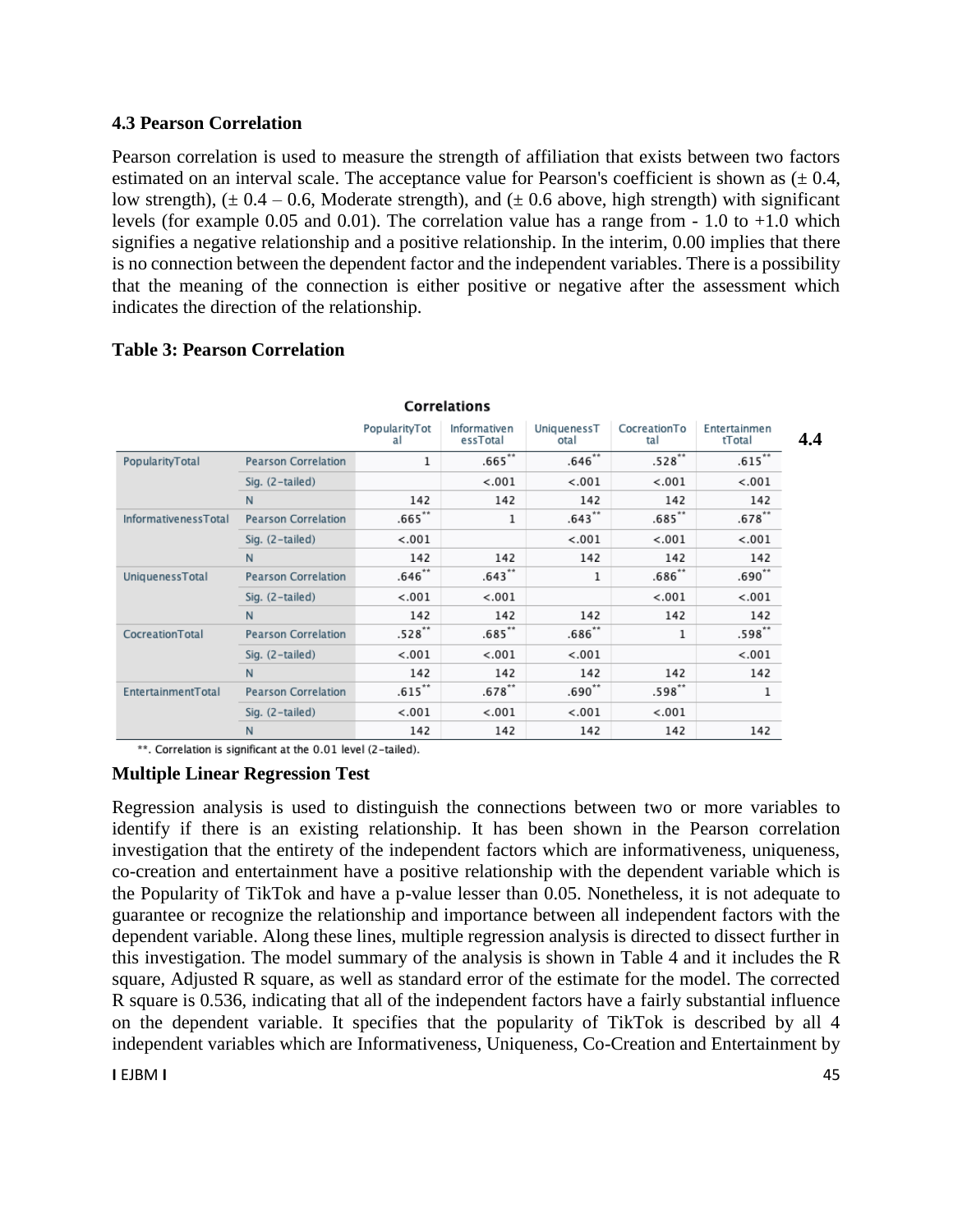### 4.3 Pearson Correlation

Pearson correlation is used to measure the strength of affiliation that exists between two factors estimated on an interval scale. The acceptance value for Pearson's coefficient is shown as (± 0.4, low strength), (± 0.4 – 0.6, Moderate strength), and (± 0.6 above, high strength) with significant levels (for example 0.05 and 0.01). The correlation value has a range from - 1.0 to +1.0 which signifies a negative relationship and a positive relationship. In the interim, 0.00 implies that there is no connection between the dependent factor and the independent variables. There is a possibility that the meaning of the connection is either positive or negative after the assessment which indicates the direction of the relationship.

**Table 3: Pearson Correlation**

**Correlations**

| | | PopularityTotal | InformativenessTotal | UniquenessTotal | CocreationTotal | EntertainmentTotal |
|---|---|---|---|---|---|---|
| PopularityTotal | Pearson Correlation | 1 | .665** | .646** | .528** | .615** |
| | Sig. (2-tailed) | | <.001 | <.001 | <.001 | <.001 |
| | N | 142 | 142 | 142 | 142 | 142 |
| InformativenessTotal | Pearson Correlation | .665** | 1 | .643** | .685** | .678** |
| | Sig. (2-tailed) | <.001 | | <.001 | <.001 | <.001 |
| | N | 142 | 142 | 142 | 142 | 142 |
| UniquenessTotal | Pearson Correlation | .646** | .643** | 1 | .686** | .690** |
| | Sig. (2-tailed) | <.001 | <.001 | | <.001 | <.001 |
| | N | 142 | 142 | 142 | 142 | 142 |
| CocreationTotal | Pearson Correlation | .528** | .685** | .686** | 1 | .598** |
| | Sig. (2-tailed) | <.001 | <.001 | <.001 | | <.001 |
| | N | 142 | 142 | 142 | 142 | 142 |
| EntertainmentTotal | Pearson Correlation | .615** | .678** | .690** | .598** | 1 |
| | Sig. (2-tailed) | <.001 | <.001 | <.001 | <.001 | |
| | N | 142 | 142 | 142 | 142 | 142 |

**. Correlation is significant at the 0.01 level (2-tailed).

### 4.4 Multiple Linear Regression Test

Regression analysis is used to distinguish the connections between two or more variables to identify if there is an existing relationship. It has been shown in the Pearson correlation investigation that the entirety of the independent factors which are informativeness, uniqueness, co-creation and entertainment have a positive relationship with the dependent variable which is the Popularity of TikTok and have a p-value lesser than 0.05. Nonetheless, it is not adequate to guarantee or recognize the relationship and importance between all independent factors with the dependent variable. Along these lines, multiple regression analysis is directed to dissect further in this investigation. The model summary of the analysis is shown in Table 4 and it includes the R square, Adjusted R square, as well as standard error of the estimate for the model. The corrected R square is 0.536, indicating that all of the independent factors have a fairly substantial influence on the dependent variable. It specifies that the popularity of TikTok is described by all 4 independent variables which are Informativeness, Uniqueness, Co-Creation and Entertainment by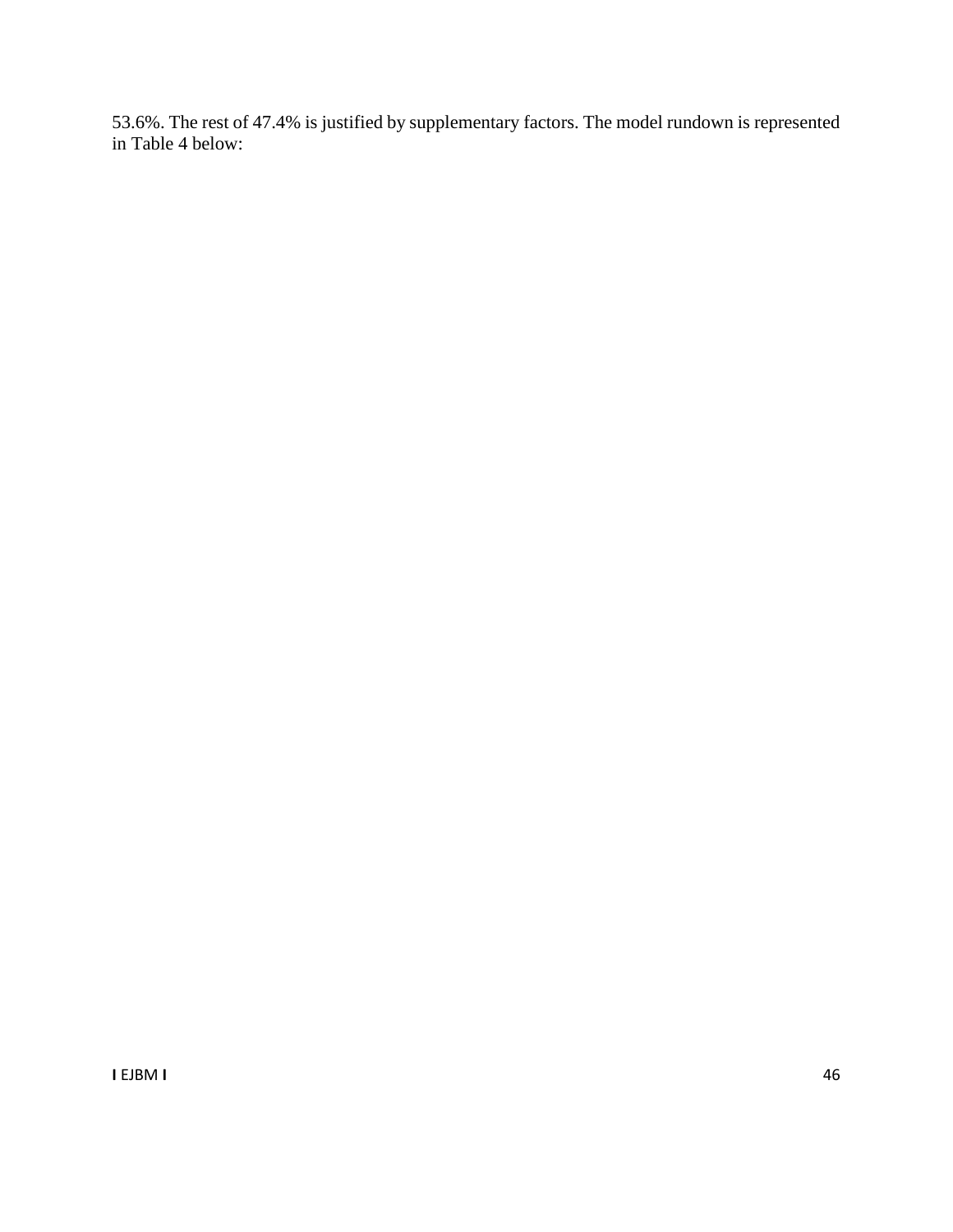53.6%. The rest of 47.4% is justified by supplementary factors. The model rundown is represented in Table 4 below: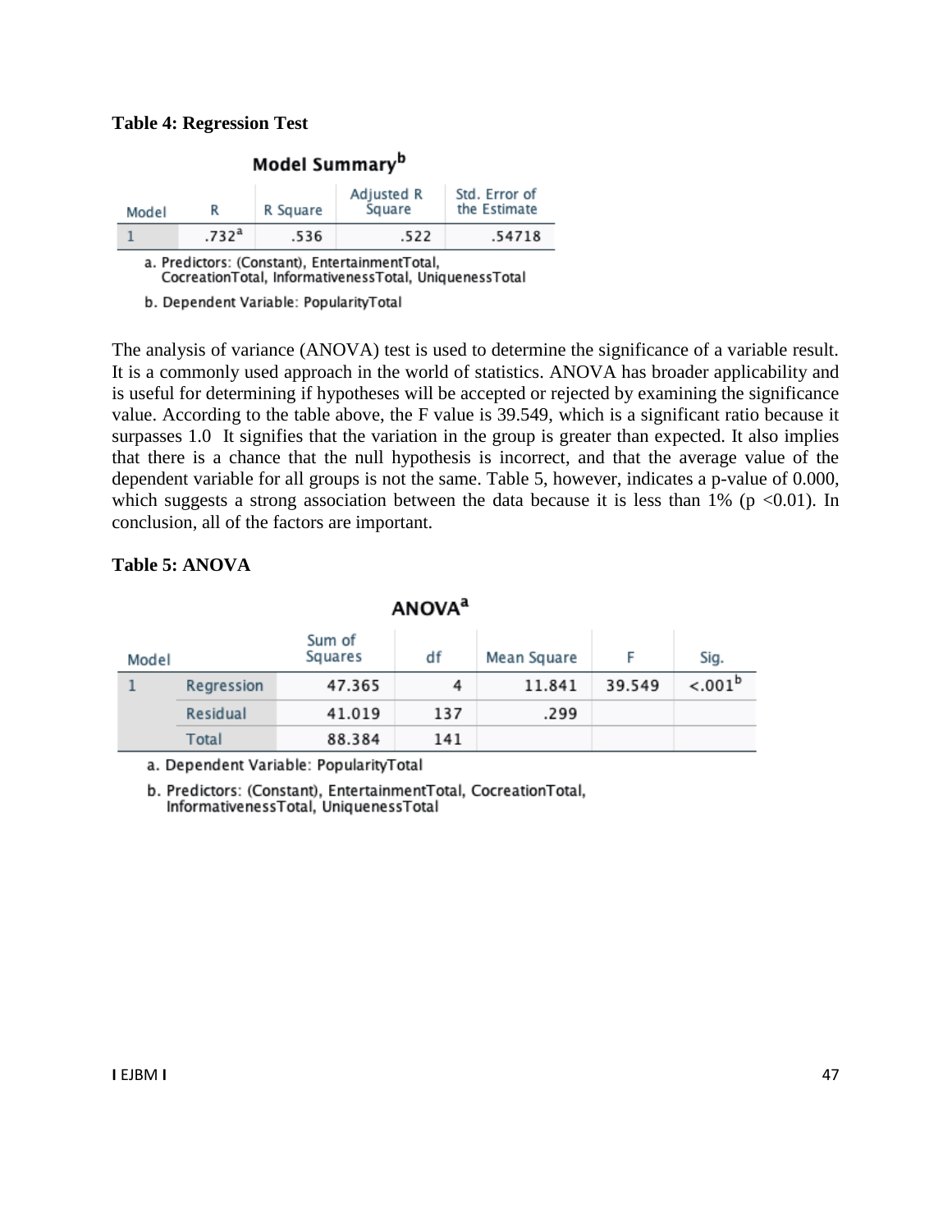**Table 4: Regression Test**

**Model Summary**[b]

| Model | R | R Square | Adjusted R Square | Std. Error of the Estimate |
|---|---|---|---|---|
| 1 | .732[a] | .536 | .522 | .54718 |

a. Predictors: (Constant), EntertainmentTotal, CocreationTotal, InformativenessTotal, UniquenessTotal

b. Dependent Variable: PopularityTotal

The analysis of variance (ANOVA) test is used to determine the significance of a variable result. It is a commonly used approach in the world of statistics. ANOVA has broader applicability and is useful for determining if hypotheses will be accepted or rejected by examining the significance value. According to the table above, the F value is 39.549, which is a significant ratio because it surpasses 1.0 It signifies that the variation in the group is greater than expected. It also implies that there is a chance that the null hypothesis is incorrect, and that the average value of the dependent variable for all groups is not the same. Table 5, however, indicates a p-value of 0.000, which suggests a strong association between the data because it is less than 1% ($p < 0.01$). In conclusion, all of the factors are important.

**Table 5: ANOVA**

**ANOVA**[a]

| Model | | Sum of Squares | df | Mean Square | F | Sig. |
|---|---|---|---|---|---|---|
| 1 | Regression | 47.365 | 4 | 11.841 | 39.549 | <.001[b] |
| | Residual | 41.019 | 137 | .299 | | |
| | Total | 88.384 | 141 | | | |

a. Dependent Variable: PopularityTotal

b. Predictors: (Constant), EntertainmentTotal, CocreationTotal, InformativenessTotal, UniquenessTotal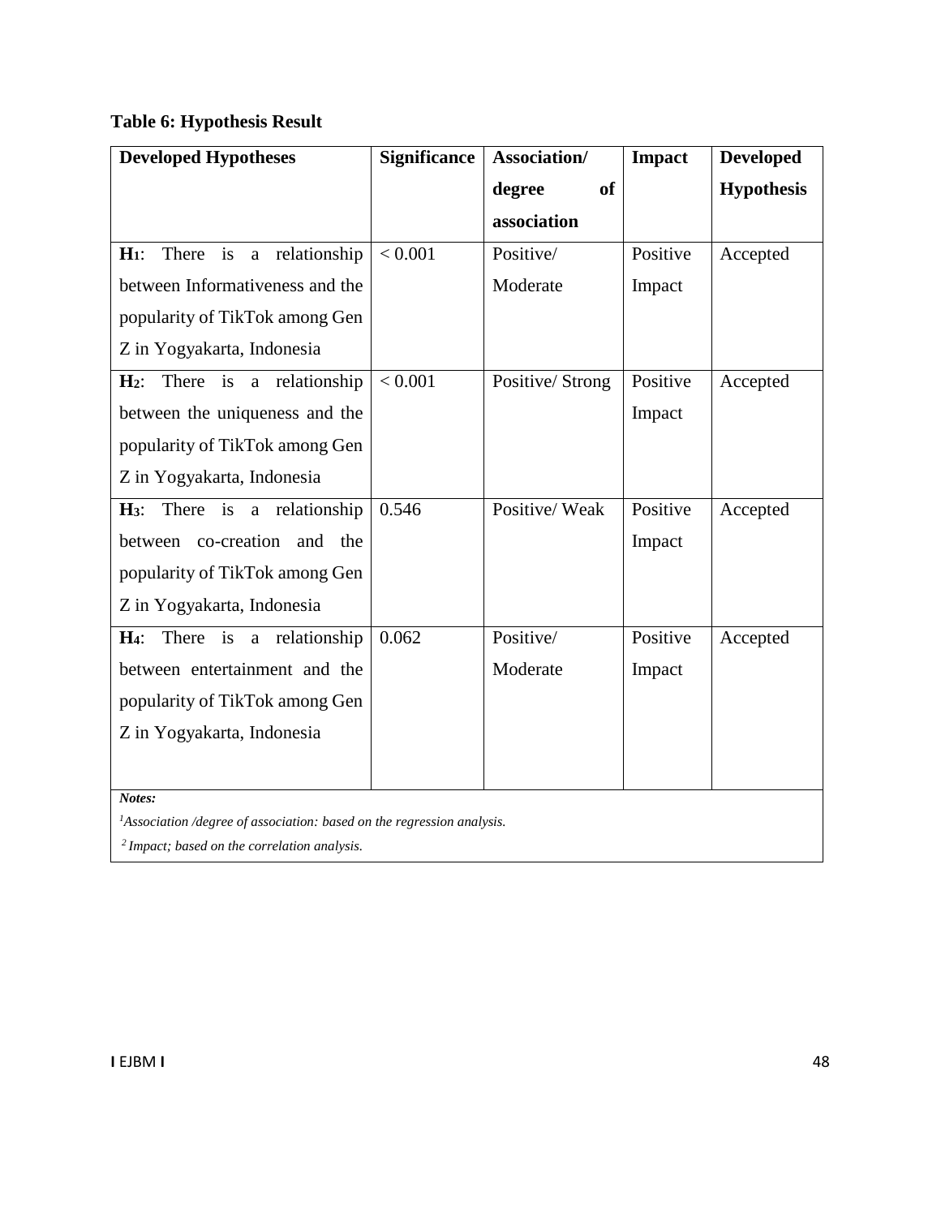**Table 6: Hypothesis Result**

| Developed Hypotheses | Significance | Association/ degree of association | Impact | Developed Hypothesis |
|---|---|---|---|---|
| **H1**: There is a relationship between Informativeness and the popularity of TikTok among Gen Z in Yogyakarta, Indonesia | < 0.001 | Positive/ Moderate | Positive Impact | Accepted |
| **H2**: There is a relationship between the uniqueness and the popularity of TikTok among Gen Z in Yogyakarta, Indonesia | < 0.001 | Positive/ Strong | Positive Impact | Accepted |
| **H3**: There is a relationship between co-creation and the popularity of TikTok among Gen Z in Yogyakarta, Indonesia | 0.546 | Positive/ Weak | Positive Impact | Accepted |
| **H4**: There is a relationship between entertainment and the popularity of TikTok among Gen Z in Yogyakarta, Indonesia | 0.062 | Positive/ Moderate | Positive Impact | Accepted |

***Notes:***

*[1]Association /degree of association: based on the regression analysis.*

*[2] Impact; based on the correlation analysis.*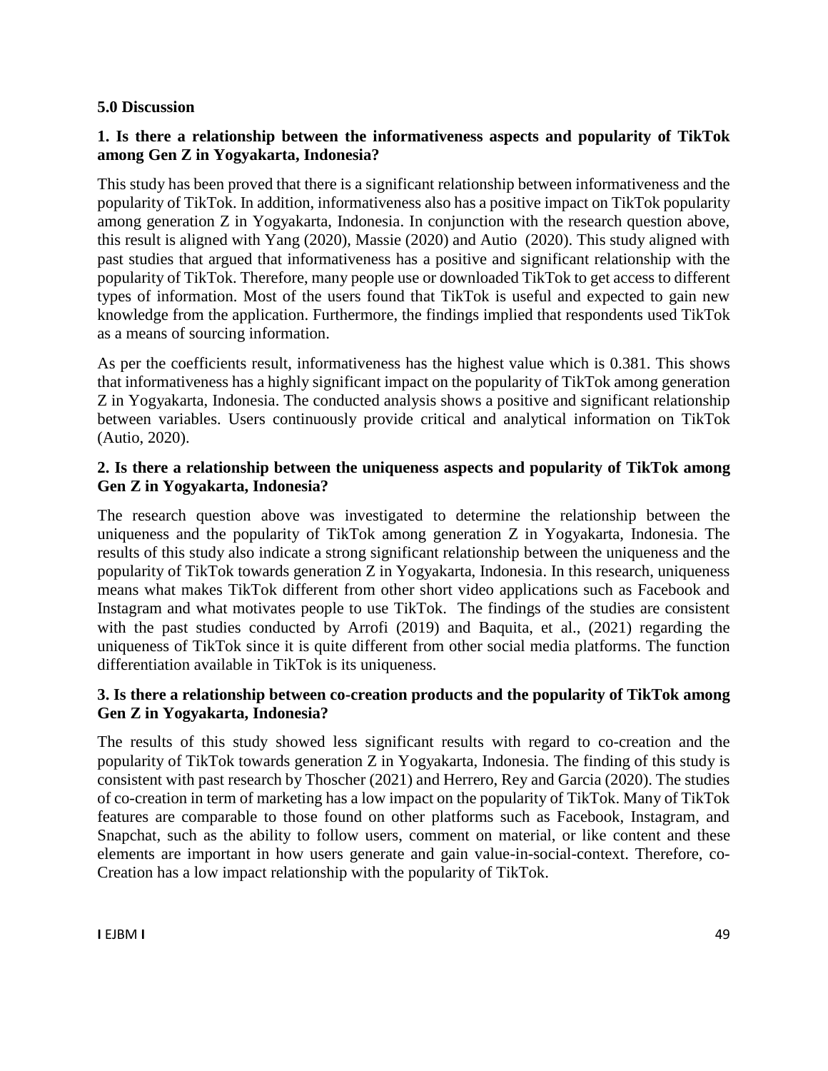## 5.0 Discussion

### 1. Is there a relationship between the informativeness aspects and popularity of TikTok among Gen Z in Yogyakarta, Indonesia?

This study has been proved that there is a significant relationship between informativeness and the popularity of TikTok. In addition, informativeness also has a positive impact on TikTok popularity among generation Z in Yogyakarta, Indonesia. In conjunction with the research question above, this result is aligned with Yang (2020), Massie (2020) and Autio (2020). This study aligned with past studies that argued that informativeness has a positive and significant relationship with the popularity of TikTok. Therefore, many people use or downloaded TikTok to get access to different types of information. Most of the users found that TikTok is useful and expected to gain new knowledge from the application. Furthermore, the findings implied that respondents used TikTok as a means of sourcing information.

As per the coefficients result, informativeness has the highest value which is 0.381. This shows that informativeness has a highly significant impact on the popularity of TikTok among generation Z in Yogyakarta, Indonesia. The conducted analysis shows a positive and significant relationship between variables. Users continuously provide critical and analytical information on TikTok (Autio, 2020).

### 2. Is there a relationship between the uniqueness aspects and popularity of TikTok among Gen Z in Yogyakarta, Indonesia?

The research question above was investigated to determine the relationship between the uniqueness and the popularity of TikTok among generation Z in Yogyakarta, Indonesia. The results of this study also indicate a strong significant relationship between the uniqueness and the popularity of TikTok towards generation Z in Yogyakarta, Indonesia. In this research, uniqueness means what makes TikTok different from other short video applications such as Facebook and Instagram and what motivates people to use TikTok. The findings of the studies are consistent with the past studies conducted by Arrofi (2019) and Baquita, et al., (2021) regarding the uniqueness of TikTok since it is quite different from other social media platforms. The function differentiation available in TikTok is its uniqueness.

### 3. Is there a relationship between co-creation products and the popularity of TikTok among Gen Z in Yogyakarta, Indonesia?

The results of this study showed less significant results with regard to co-creation and the popularity of TikTok towards generation Z in Yogyakarta, Indonesia. The finding of this study is consistent with past research by Thoscher (2021) and Herrero, Rey and Garcia (2020). The studies of co-creation in term of marketing has a low impact on the popularity of TikTok. Many of TikTok features are comparable to those found on other platforms such as Facebook, Instagram, and Snapchat, such as the ability to follow users, comment on material, or like content and these elements are important in how users generate and gain value-in-social-context. Therefore, co-Creation has a low impact relationship with the popularity of TikTok.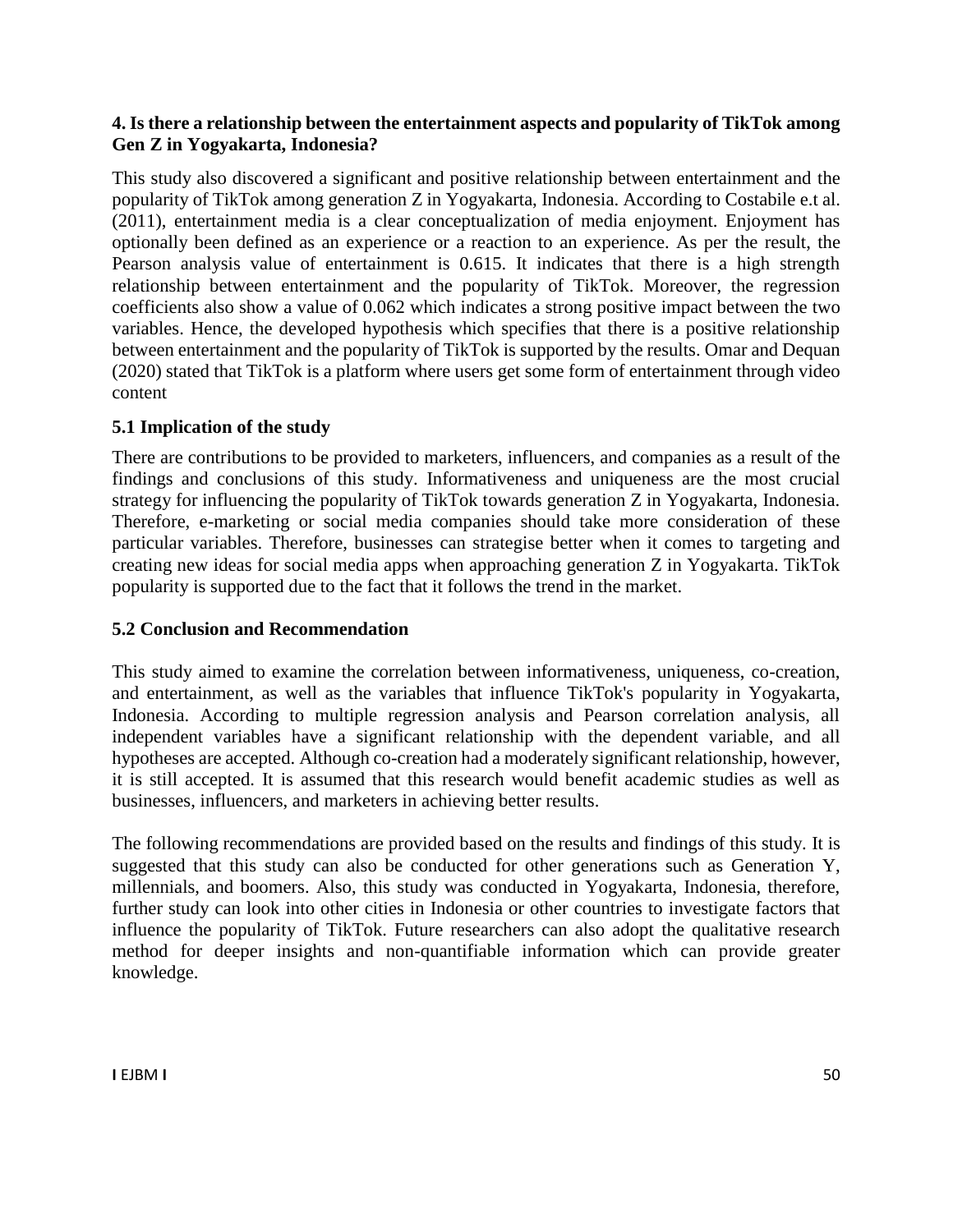**4. Is there a relationship between the entertainment aspects and popularity of TikTok among Gen Z in Yogyakarta, Indonesia?**

This study also discovered a significant and positive relationship between entertainment and the popularity of TikTok among generation Z in Yogyakarta, Indonesia. According to Costabile e.t al. (2011), entertainment media is a clear conceptualization of media enjoyment. Enjoyment has optionally been defined as an experience or a reaction to an experience. As per the result, the Pearson analysis value of entertainment is 0.615. It indicates that there is a high strength relationship between entertainment and the popularity of TikTok. Moreover, the regression coefficients also show a value of 0.062 which indicates a strong positive impact between the two variables. Hence, the developed hypothesis which specifies that there is a positive relationship between entertainment and the popularity of TikTok is supported by the results. Omar and Dequan (2020) stated that TikTok is a platform where users get some form of entertainment through video content

### 5.1 Implication of the study

There are contributions to be provided to marketers, influencers, and companies as a result of the findings and conclusions of this study. Informativeness and uniqueness are the most crucial strategy for influencing the popularity of TikTok towards generation Z in Yogyakarta, Indonesia. Therefore, e-marketing or social media companies should take more consideration of these particular variables. Therefore, businesses can strategise better when it comes to targeting and creating new ideas for social media apps when approaching generation Z in Yogyakarta. TikTok popularity is supported due to the fact that it follows the trend in the market.

### 5.2 Conclusion and Recommendation

This study aimed to examine the correlation between informativeness, uniqueness, co-creation, and entertainment, as well as the variables that influence TikTok's popularity in Yogyakarta, Indonesia. According to multiple regression analysis and Pearson correlation analysis, all independent variables have a significant relationship with the dependent variable, and all hypotheses are accepted. Although co-creation had a moderately significant relationship, however, it is still accepted. It is assumed that this research would benefit academic studies as well as businesses, influencers, and marketers in achieving better results.

The following recommendations are provided based on the results and findings of this study. It is suggested that this study can also be conducted for other generations such as Generation Y, millennials, and boomers. Also, this study was conducted in Yogyakarta, Indonesia, therefore, further study can look into other cities in Indonesia or other countries to investigate factors that influence the popularity of TikTok. Future researchers can also adopt the qualitative research method for deeper insights and non-quantifiable information which can provide greater knowledge.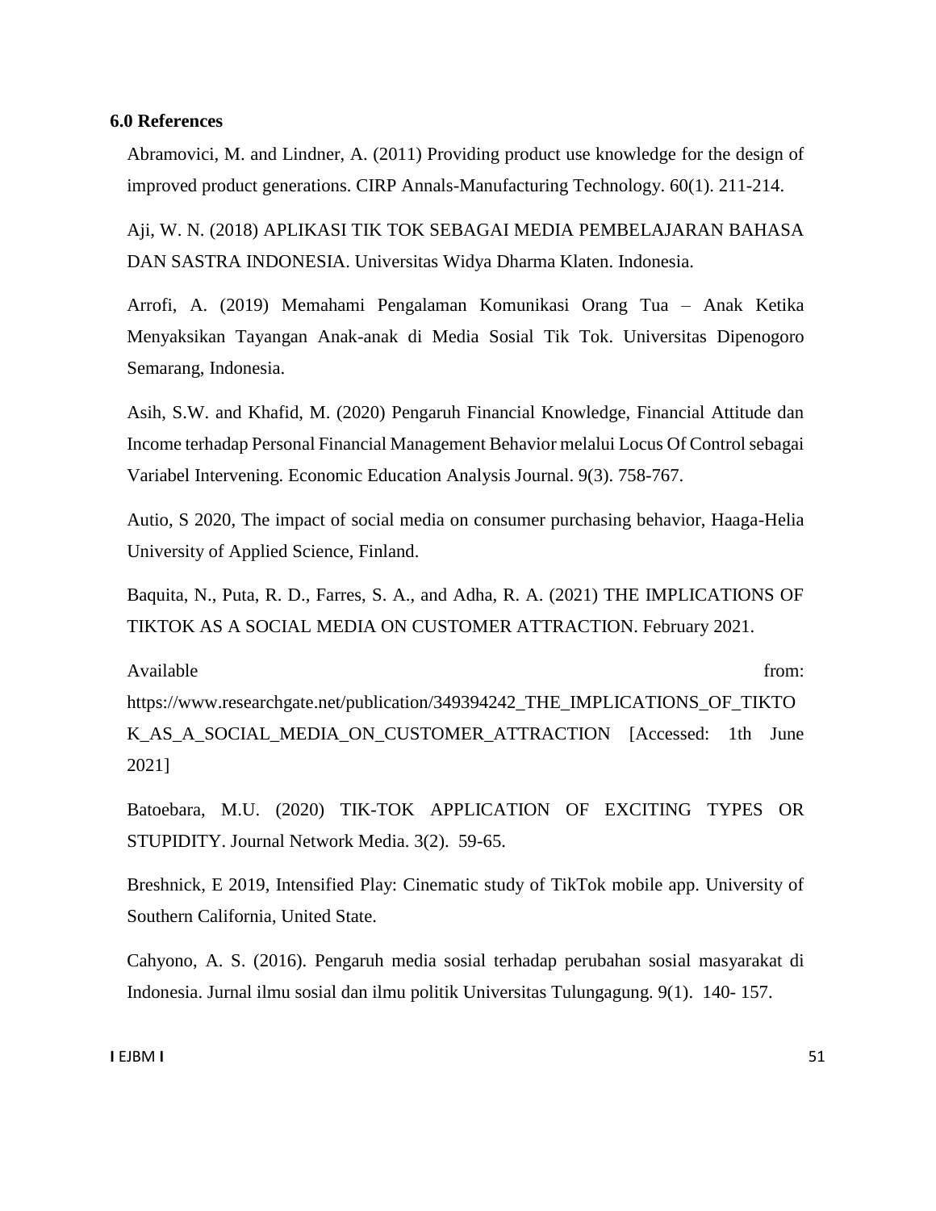**6.0 References**

Abramovici, M. and Lindner, A. (2011) Providing product use knowledge for the design of improved product generations. CIRP Annals-Manufacturing Technology. 60(1). 211-214.

Aji, W. N. (2018) APLIKASI TIK TOK SEBAGAI MEDIA PEMBELAJARAN BAHASA DAN SASTRA INDONESIA. Universitas Widya Dharma Klaten. Indonesia.

Arrofi, A. (2019) Memahami Pengalaman Komunikasi Orang Tua – Anak Ketika Menyaksikan Tayangan Anak-anak di Media Sosial Tik Tok. Universitas Dipenogoro Semarang, Indonesia.

Asih, S.W. and Khafid, M. (2020) Pengaruh Financial Knowledge, Financial Attitude dan Income terhadap Personal Financial Management Behavior melalui Locus Of Control sebagai Variabel Intervening. Economic Education Analysis Journal. 9(3). 758-767.

Autio, S 2020, The impact of social media on consumer purchasing behavior, Haaga-Helia University of Applied Science, Finland.

Baquita, N., Puta, R. D., Farres, S. A., and Adha, R. A. (2021) THE IMPLICATIONS OF TIKTOK AS A SOCIAL MEDIA ON CUSTOMER ATTRACTION. February 2021.

Available from: https://www.researchgate.net/publication/349394242_THE_IMPLICATIONS_OF_TIKTOK_AS_A_SOCIAL_MEDIA_ON_CUSTOMER_ATTRACTION [Accessed: 1th June 2021]

Batoebara, M.U. (2020) TIK-TOK APPLICATION OF EXCITING TYPES OR STUPIDITY. Journal Network Media. 3(2). 59-65.

Breshnick, E 2019, Intensified Play: Cinematic study of TikTok mobile app. University of Southern California, United State.

Cahyono, A. S. (2016). Pengaruh media sosial terhadap perubahan sosial masyarakat di Indonesia. Jurnal ilmu sosial dan ilmu politik Universitas Tulungagung. 9(1). 140- 157.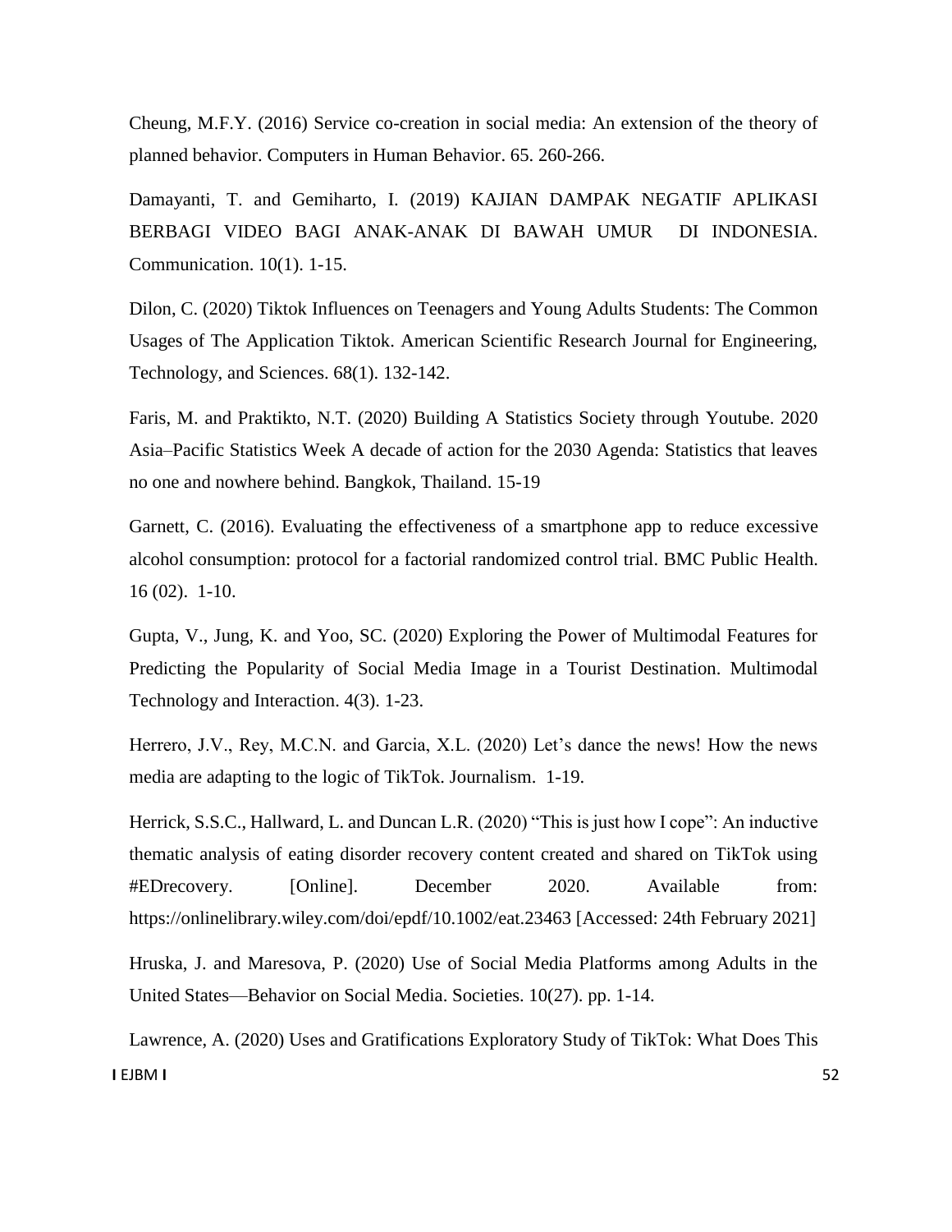Cheung, M.F.Y. (2016) Service co-creation in social media: An extension of the theory of planned behavior. Computers in Human Behavior. 65. 260-266.

Damayanti, T. and Gemiharto, I. (2019) KAJIAN DAMPAK NEGATIF APLIKASI BERBAGI VIDEO BAGI ANAK-ANAK DI BAWAH UMUR DI INDONESIA. Communication. 10(1). 1-15.

Dilon, C. (2020) Tiktok Influences on Teenagers and Young Adults Students: The Common Usages of The Application Tiktok. American Scientific Research Journal for Engineering, Technology, and Sciences. 68(1). 132-142.

Faris, M. and Praktikto, N.T. (2020) Building A Statistics Society through Youtube. 2020 Asia–Pacific Statistics Week A decade of action for the 2030 Agenda: Statistics that leaves no one and nowhere behind. Bangkok, Thailand. 15-19

Garnett, C. (2016). Evaluating the effectiveness of a smartphone app to reduce excessive alcohol consumption: protocol for a factorial randomized control trial. BMC Public Health. 16 (02). 1-10.

Gupta, V., Jung, K. and Yoo, SC. (2020) Exploring the Power of Multimodal Features for Predicting the Popularity of Social Media Image in a Tourist Destination. Multimodal Technology and Interaction. 4(3). 1-23.

Herrero, J.V., Rey, M.C.N. and Garcia, X.L. (2020) Let's dance the news! How the news media are adapting to the logic of TikTok. Journalism. 1-19.

Herrick, S.S.C., Hallward, L. and Duncan L.R. (2020) "This is just how I cope": An inductive thematic analysis of eating disorder recovery content created and shared on TikTok using #EDrecovery. [Online]. December 2020. Available from: https://onlinelibrary.wiley.com/doi/epdf/10.1002/eat.23463 [Accessed: 24th February 2021]

Hruska, J. and Maresova, P. (2020) Use of Social Media Platforms among Adults in the United States—Behavior on Social Media. Societies. 10(27). pp. 1-14.

Lawrence, A. (2020) Uses and Gratifications Exploratory Study of TikTok: What Does This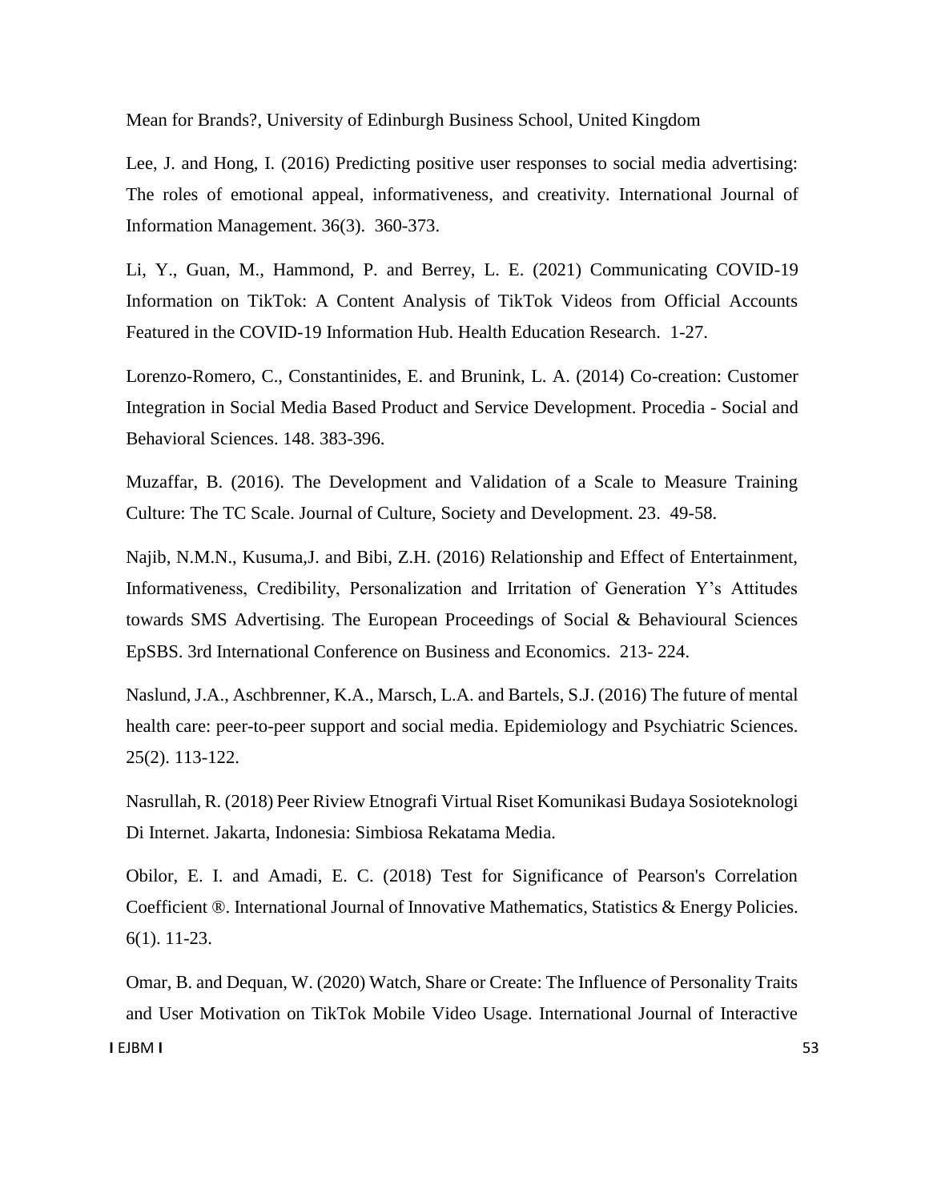Mean for Brands?, University of Edinburgh Business School, United Kingdom

Lee, J. and Hong, I. (2016) Predicting positive user responses to social media advertising: The roles of emotional appeal, informativeness, and creativity. International Journal of Information Management. 36(3). 360-373.

Li, Y., Guan, M., Hammond, P. and Berrey, L. E. (2021) Communicating COVID-19 Information on TikTok: A Content Analysis of TikTok Videos from Official Accounts Featured in the COVID-19 Information Hub. Health Education Research. 1-27.

Lorenzo-Romero, C., Constantinides, E. and Brunink, L. A. (2014) Co-creation: Customer Integration in Social Media Based Product and Service Development. Procedia - Social and Behavioral Sciences. 148. 383-396.

Muzaffar, B. (2016). The Development and Validation of a Scale to Measure Training Culture: The TC Scale. Journal of Culture, Society and Development. 23. 49-58.

Najib, N.M.N., Kusuma,J. and Bibi, Z.H. (2016) Relationship and Effect of Entertainment, Informativeness, Credibility, Personalization and Irritation of Generation Y's Attitudes towards SMS Advertising. The European Proceedings of Social & Behavioural Sciences EpSBS. 3rd International Conference on Business and Economics. 213- 224.

Naslund, J.A., Aschbrenner, K.A., Marsch, L.A. and Bartels, S.J. (2016) The future of mental health care: peer-to-peer support and social media. Epidemiology and Psychiatric Sciences. 25(2). 113-122.

Nasrullah, R. (2018) Peer Riview Etnografi Virtual Riset Komunikasi Budaya Sosioteknologi Di Internet. Jakarta, Indonesia: Simbiosa Rekatama Media.

Obilor, E. I. and Amadi, E. C. (2018) Test for Significance of Pearson's Correlation Coefficient ®. International Journal of Innovative Mathematics, Statistics & Energy Policies. 6(1). 11-23.

Omar, B. and Dequan, W. (2020) Watch, Share or Create: The Influence of Personality Traits and User Motivation on TikTok Mobile Video Usage. International Journal of Interactive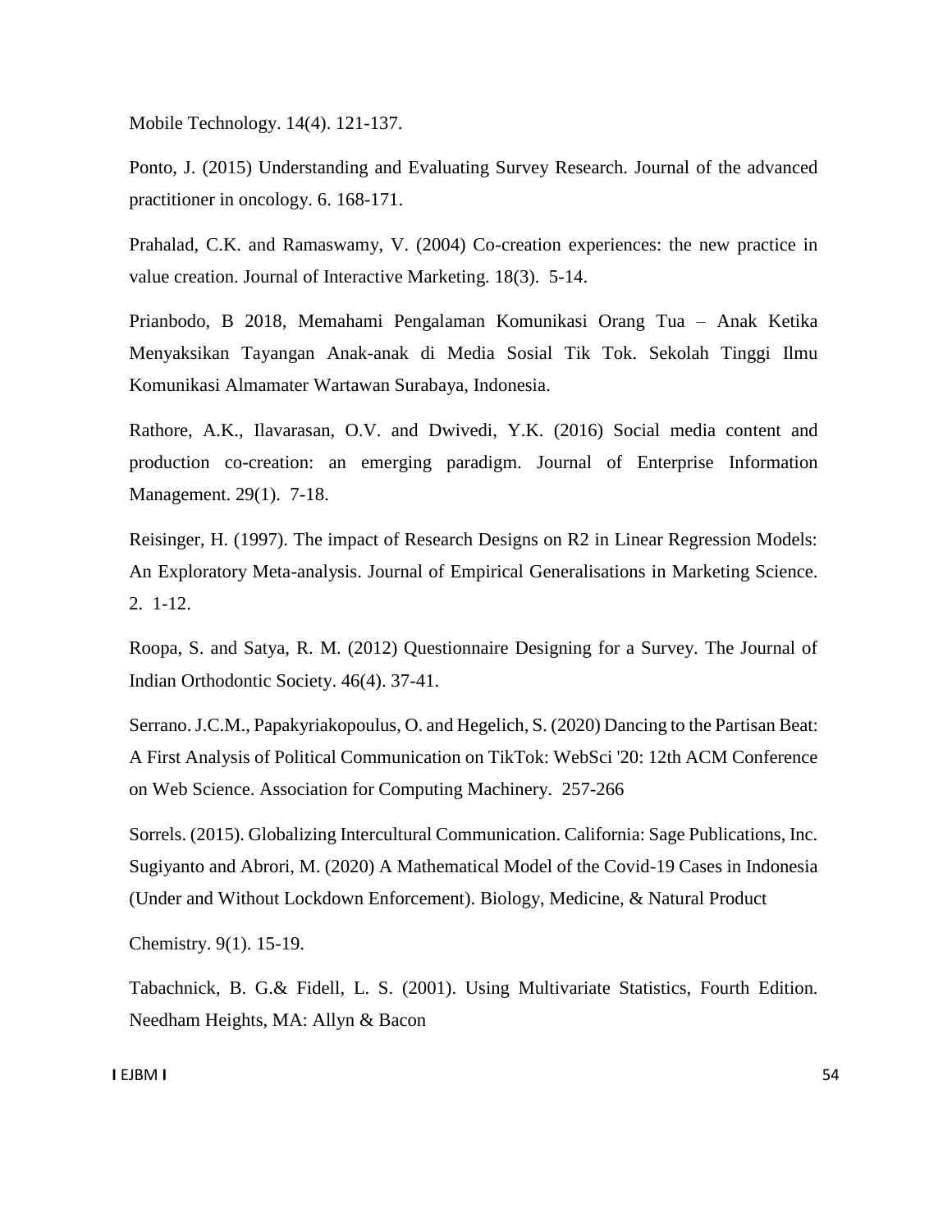Mobile Technology. 14(4). 121-137.

Ponto, J. (2015) Understanding and Evaluating Survey Research. Journal of the advanced practitioner in oncology. 6. 168-171.

Prahalad, C.K. and Ramaswamy, V. (2004) Co-creation experiences: the new practice in value creation. Journal of Interactive Marketing. 18(3). 5-14.

Prianbodo, B 2018, Memahami Pengalaman Komunikasi Orang Tua – Anak Ketika Menyaksikan Tayangan Anak-anak di Media Sosial Tik Tok. Sekolah Tinggi Ilmu Komunikasi Almamater Wartawan Surabaya, Indonesia.

Rathore, A.K., Ilavarasan, O.V. and Dwivedi, Y.K. (2016) Social media content and production co-creation: an emerging paradigm. Journal of Enterprise Information Management. 29(1). 7-18.

Reisinger, H. (1997). The impact of Research Designs on R2 in Linear Regression Models: An Exploratory Meta-analysis. Journal of Empirical Generalisations in Marketing Science. 2. 1-12.

Roopa, S. and Satya, R. M. (2012) Questionnaire Designing for a Survey. The Journal of Indian Orthodontic Society. 46(4). 37-41.

Serrano. J.C.M., Papakyriakopoulus, O. and Hegelich, S. (2020) Dancing to the Partisan Beat: A First Analysis of Political Communication on TikTok: WebSci '20: 12th ACM Conference on Web Science. Association for Computing Machinery. 257-266

Sorrels. (2015). Globalizing Intercultural Communication. California: Sage Publications, Inc.
Sugiyanto and Abrori, M. (2020) A Mathematical Model of the Covid-19 Cases in Indonesia (Under and Without Lockdown Enforcement). Biology, Medicine, & Natural Product

Chemistry. 9(1). 15-19.

Tabachnick, B. G.& Fidell, L. S. (2001). Using Multivariate Statistics, Fourth Edition. Needham Heights, MA: Allyn & Bacon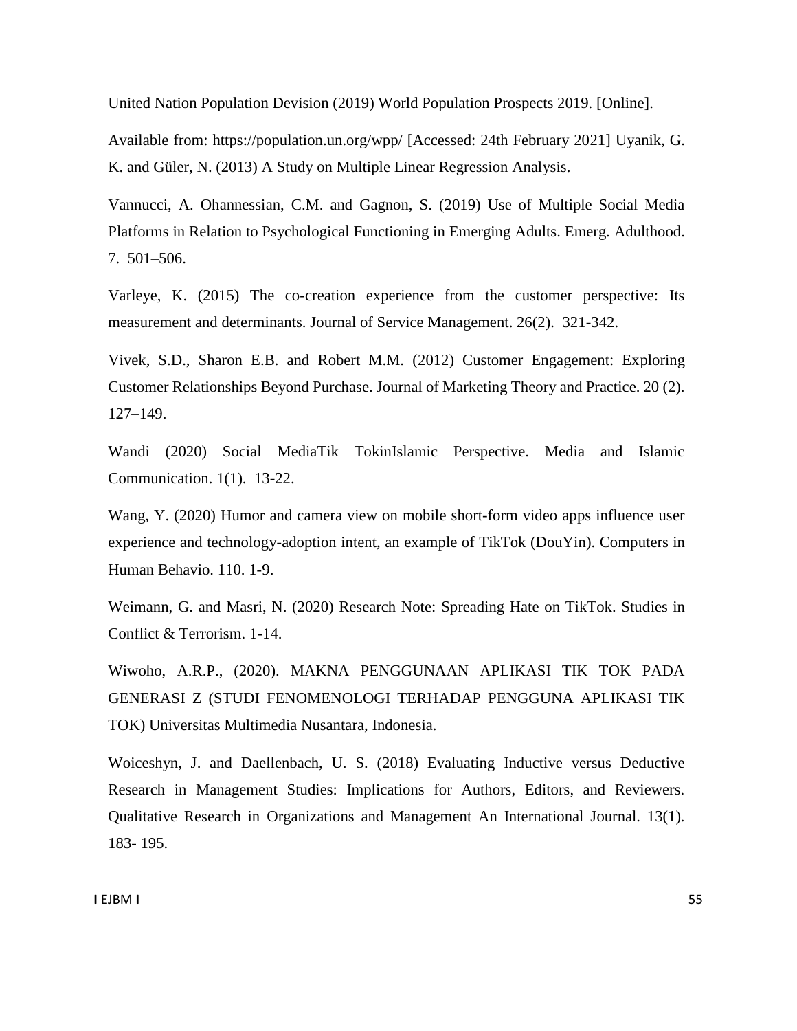United Nation Population Devision (2019) World Population Prospects 2019. [Online].

Available from: https://population.un.org/wpp/ [Accessed: 24th February 2021] Uyanik, G. K. and Güler, N. (2013) A Study on Multiple Linear Regression Analysis.

Vannucci, A. Ohannessian, C.M. and Gagnon, S. (2019) Use of Multiple Social Media Platforms in Relation to Psychological Functioning in Emerging Adults. Emerg. Adulthood. 7. 501–506.

Varleye, K. (2015) The co-creation experience from the customer perspective: Its measurement and determinants. Journal of Service Management. 26(2). 321-342.

Vivek, S.D., Sharon E.B. and Robert M.M. (2012) Customer Engagement: Exploring Customer Relationships Beyond Purchase. Journal of Marketing Theory and Practice. 20 (2). 127–149.

Wandi (2020) Social MediaTik TokinIslamic Perspective. Media and Islamic Communication. 1(1). 13-22.

Wang, Y. (2020) Humor and camera view on mobile short-form video apps influence user experience and technology-adoption intent, an example of TikTok (DouYin). Computers in Human Behavio. 110. 1-9.

Weimann, G. and Masri, N. (2020) Research Note: Spreading Hate on TikTok. Studies in Conflict & Terrorism. 1-14.

Wiwoho, A.R.P., (2020). MAKNA PENGGUNAAN APLIKASI TIK TOK PADA GENERASI Z (STUDI FENOMENOLOGI TERHADAP PENGGUNA APLIKASI TIK TOK) Universitas Multimedia Nusantara, Indonesia.

Woiceshyn, J. and Daellenbach, U. S. (2018) Evaluating Inductive versus Deductive Research in Management Studies: Implications for Authors, Editors, and Reviewers. Qualitative Research in Organizations and Management An International Journal. 13(1). 183- 195.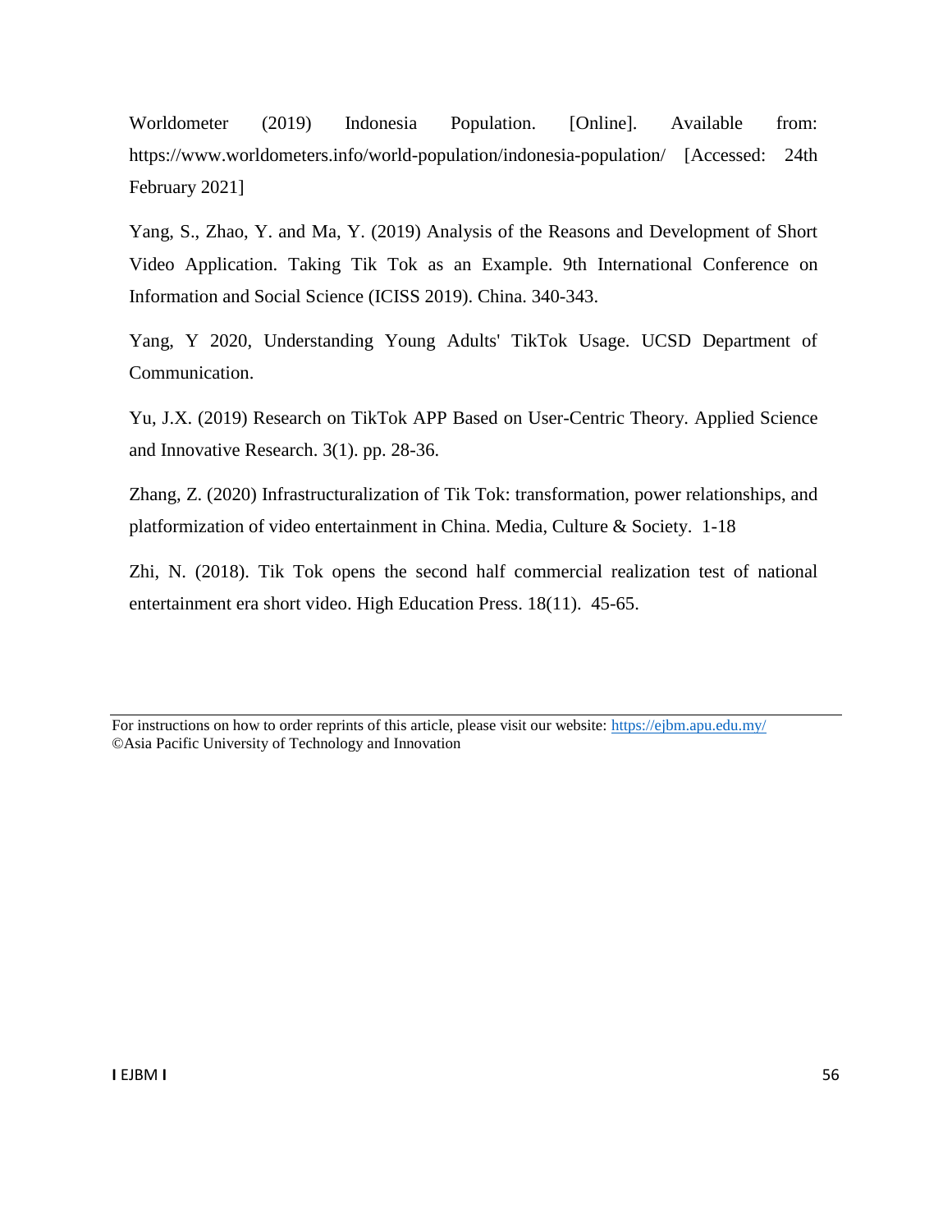Worldometer (2019) Indonesia Population. [Online]. Available from: https://www.worldometers.info/world-population/indonesia-population/ [Accessed: 24th February 2021]

Yang, S., Zhao, Y. and Ma, Y. (2019) Analysis of the Reasons and Development of Short Video Application. Taking Tik Tok as an Example. 9th International Conference on Information and Social Science (ICISS 2019). China. 340-343.

Yang, Y 2020, Understanding Young Adults' TikTok Usage. UCSD Department of Communication.

Yu, J.X. (2019) Research on TikTok APP Based on User-Centric Theory. Applied Science and Innovative Research. 3(1). pp. 28-36.

Zhang, Z. (2020) Infrastructuralization of Tik Tok: transformation, power relationships, and platformization of video entertainment in China. Media, Culture & Society. 1-18

Zhi, N. (2018). Tik Tok opens the second half commercial realization test of national entertainment era short video. High Education Press. 18(11). 45-65.

For instructions on how to order reprints of this article, please visit our website: https://ejbm.apu.edu.my/
©Asia Pacific University of Technology and Innovation